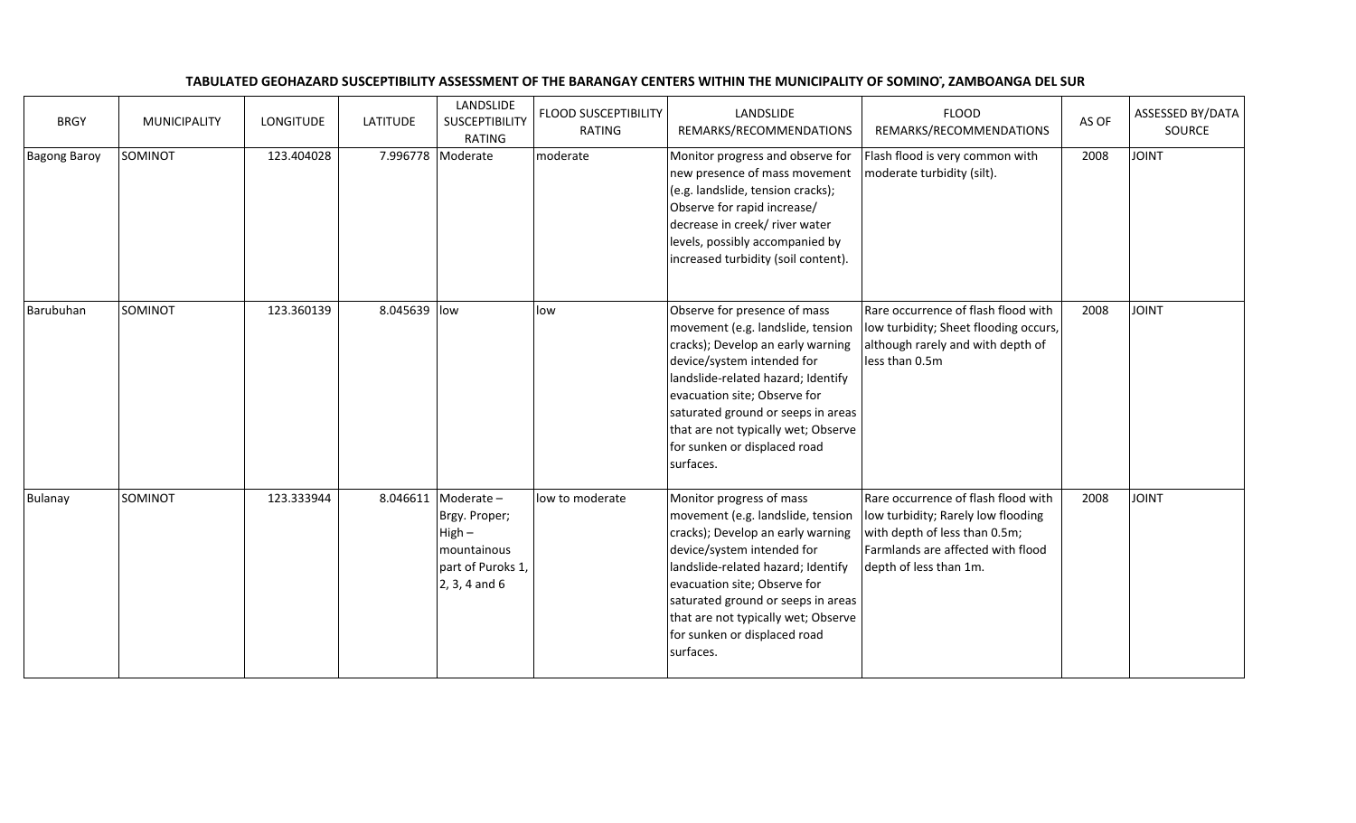**TABULATED GEOHAZARD SUSCEPTIBILITY ASSESSMENT OF THE BARANGAY CENTERS WITHIN THE MUNICIPALITY OF SOMINOT, ZAMBOANGA DEL SUR**

| BRGY | MUNICIPALITY | LONGITUDE | LATITUDE | LANDSLIDE SUSCEPTIBILITY RATING | FLOOD SUSCEPTIBILITY RATING | LANDSLIDE REMARKS/RECOMMENDATIONS | FLOOD REMARKS/RECOMMENDATIONS | AS OF | ASSESSED BY/DATA SOURCE |
|---|---|---|---|---|---|---|---|---|---|
| Bagong Baroy | SOMINOT | 123.404028 | 7.996778 | Moderate | moderate | Monitor progress and observe for new presence of mass movement (e.g. landslide, tension cracks); Observe for rapid increase/ decrease in creek/ river water levels, possibly accompanied by increased turbidity (soil content). | Flash flood is very common with moderate turbidity (silt). | 2008 | JOINT |
| Barubuhan | SOMINOT | 123.360139 | 8.045639 | low | low | Observe for presence of mass movement (e.g. landslide, tension cracks); Develop an early warning device/system intended for landslide-related hazard; Identify evacuation site; Observe for saturated ground or seeps in areas that are not typically wet; Observe for sunken or displaced road surfaces. | Rare occurrence of flash flood with low turbidity; Sheet flooding occurs, although rarely and with depth of less than 0.5m | 2008 | JOINT |
| Bulanay | SOMINOT | 123.333944 | 8.046611 | Moderate – Brgy. Proper; High – mountainous part of Puroks 1, 2, 3, 4 and 6 | low to moderate | Monitor progress of mass movement (e.g. landslide, tension cracks); Develop an early warning device/system intended for landslide-related hazard; Identify evacuation site; Observe for saturated ground or seeps in areas that are not typically wet; Observe for sunken or displaced road surfaces. | Rare occurrence of flash flood with low turbidity; Rarely low flooding with depth of less than 0.5m; Farmlands are affected with flood depth of less than 1m. | 2008 | JOINT |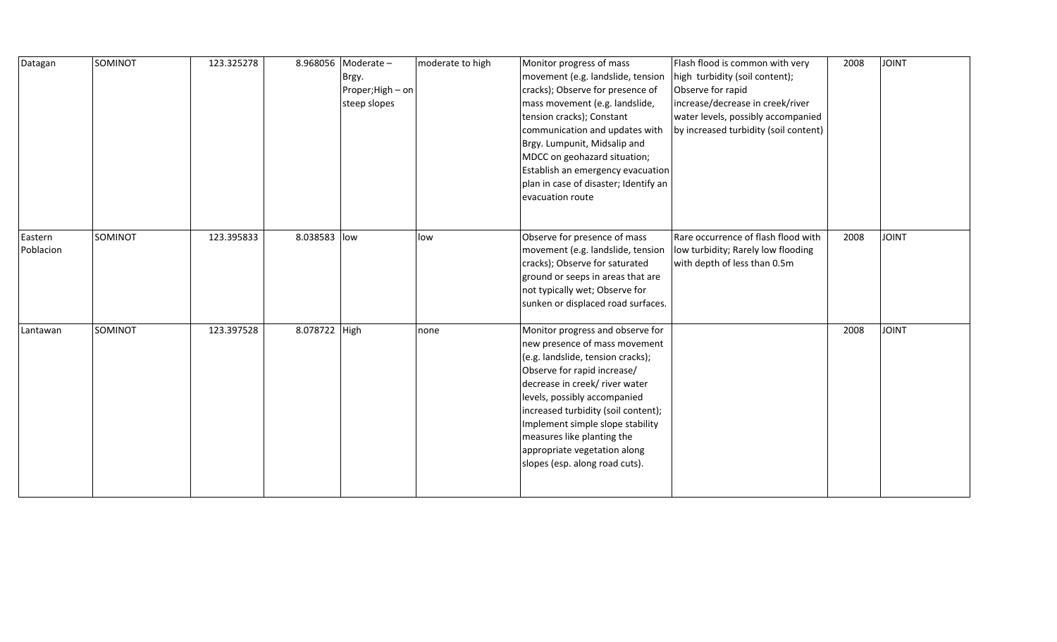| Datagan | SOMINOT | 123.325278 | 8.968056 | Moderate – Brgy. Proper;High – on steep slopes | moderate to high | Monitor progress of mass movement (e.g. landslide, tension cracks); Observe for presence of mass movement (e.g. landslide, tension cracks); Constant communication and updates with Brgy. Lumpunit, Midsalip and MDCC on geohazard situation; Establish an emergency evacuation plan in case of disaster; Identify an evacuation route | Flash flood is common with very high turbidity (soil content); Observe for rapid increase/decrease in creek/river water levels, possibly accompanied by increased turbidity (soil content) | 2008 | JOINT |
|---|---|---|---|---|---|---|---|---|---|
| Eastern Poblacion | SOMINOT | 123.395833 | 8.038583 | low | low | Observe for presence of mass movement (e.g. landslide, tension cracks); Observe for saturated ground or seeps in areas that are not typically wet; Observe for sunken or displaced road surfaces. | Rare occurrence of flash flood with low turbidity; Rarely low flooding with depth of less than 0.5m | 2008 | JOINT |
| Lantawan | SOMINOT | 123.397528 | 8.078722 | High | none | Monitor progress and observe for new presence of mass movement (e.g. landslide, tension cracks); Observe for rapid increase/ decrease in creek/ river water levels, possibly accompanied increased turbidity (soil content); Implement simple slope stability measures like planting the appropriate vegetation along slopes (esp. along road cuts). | | 2008 | JOINT |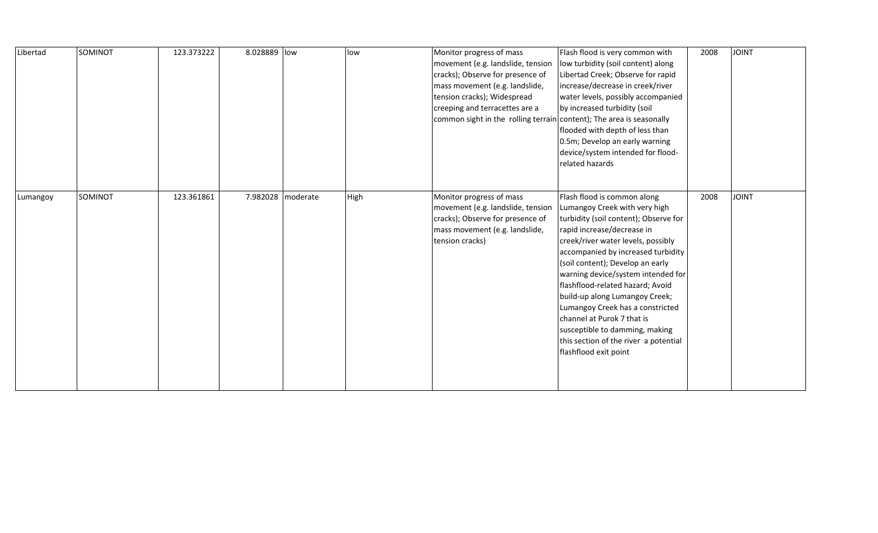| | | | | | | | | | |
|---|---|---|---|---|---|---|---|---|---|
| Libertad | SOMINOT | 123.373222 | 8.028889 | low | low | Monitor progress of mass movement (e.g. landslide, tension cracks); Observe for presence of mass movement (e.g. landslide, tension cracks); Widespread creeping and terracettes are a common sight in the rolling terrain | Flash flood is very common with low turbidity (soil content) along Libertad Creek; Observe for rapid increase/decrease in creek/river water levels, possibly accompanied by increased turbidity (soil content); The area is seasonally flooded with depth of less than 0.5m; Develop an early warning device/system intended for flood-related hazards | 2008 | JOINT |
| Lumangoy | SOMINOT | 123.361861 | 7.982028 | moderate | High | Monitor progress of mass movement (e.g. landslide, tension cracks); Observe for presence of mass movement (e.g. landslide, tension cracks) | Flash flood is common along Lumangoy Creek with very high turbidity (soil content); Observe for rapid increase/decrease in creek/river water levels, possibly accompanied by increased turbidity (soil content); Develop an early warning device/system intended for flashflood-related hazard; Avoid build-up along Lumangoy Creek; Lumangoy Creek has a constricted channel at Purok 7 that is susceptible to damming, making this section of the river a potential flashflood exit point | 2008 | JOINT |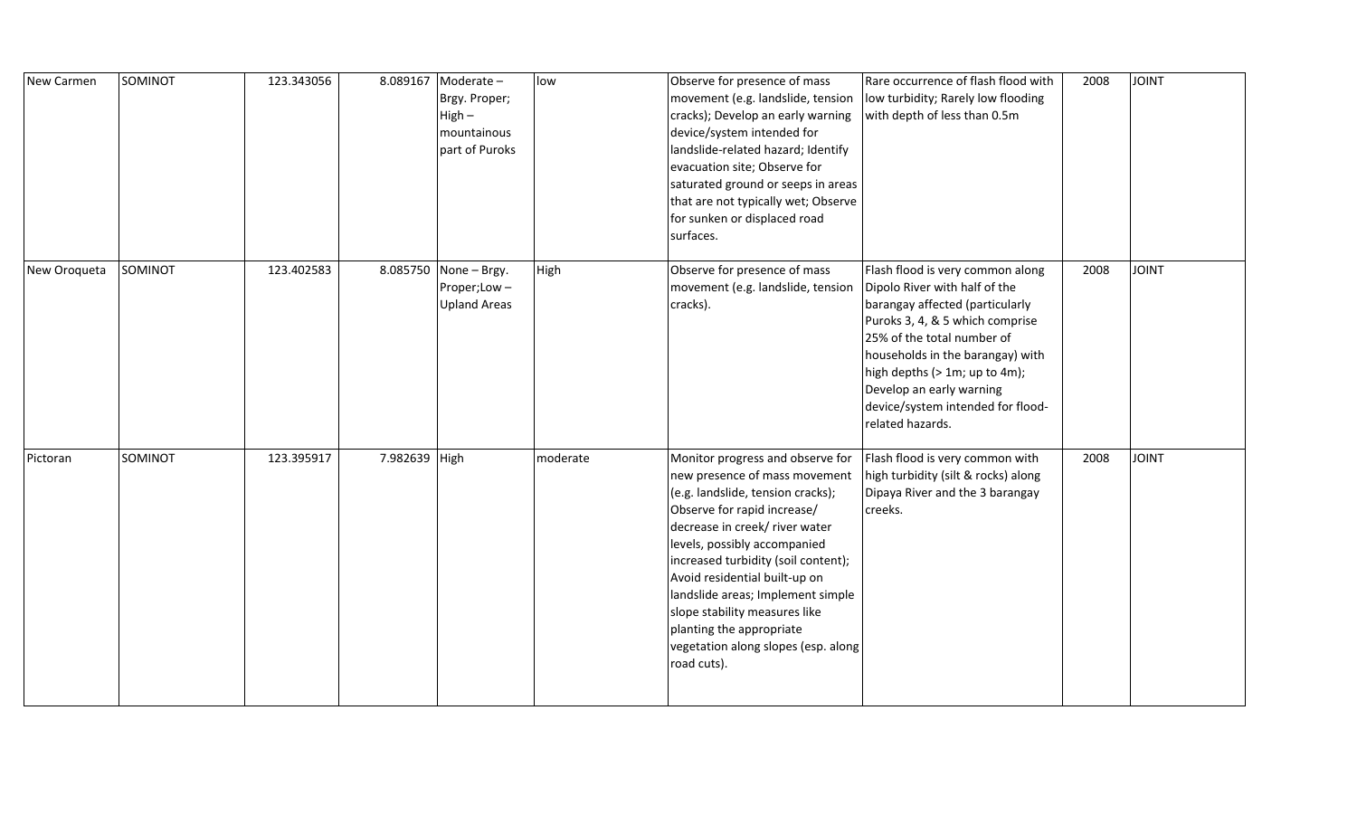| New Carmen | SOMINOT | 123.343056 | 8.089167 | Moderate – Brgy. Proper; High – mountainous part of Puroks | low | Observe for presence of mass movement (e.g. landslide, tension cracks); Develop an early warning device/system intended for landslide-related hazard; Identify evacuation site; Observe for saturated ground or seeps in areas that are not typically wet; Observe for sunken or displaced road surfaces. | Rare occurrence of flash flood with low turbidity; Rarely low flooding with depth of less than 0.5m | 2008 | JOINT |
|---|---|---|---|---|---|---|---|---|---|
| New Oroqueta | SOMINOT | 123.402583 | 8.085750 | None – Brgy. Proper;Low – Upland Areas | High | Observe for presence of mass movement (e.g. landslide, tension cracks). | Flash flood is very common along Dipolo River with half of the barangay affected (particularly Puroks 3, 4, & 5 which comprise 25% of the total number of households in the barangay) with high depths (> 1m; up to 4m); Develop an early warning device/system intended for flood-related hazards. | 2008 | JOINT |
| Pictoran | SOMINOT | 123.395917 | 7.982639 | High | moderate | Monitor progress and observe for new presence of mass movement (e.g. landslide, tension cracks); Observe for rapid increase/ decrease in creek/ river water levels, possibly accompanied increased turbidity (soil content); Avoid residential built-up on landslide areas; Implement simple slope stability measures like planting the appropriate vegetation along slopes (esp. along road cuts). | Flash flood is very common with high turbidity (silt & rocks) along Dipaya River and the 3 barangay creeks. | 2008 | JOINT |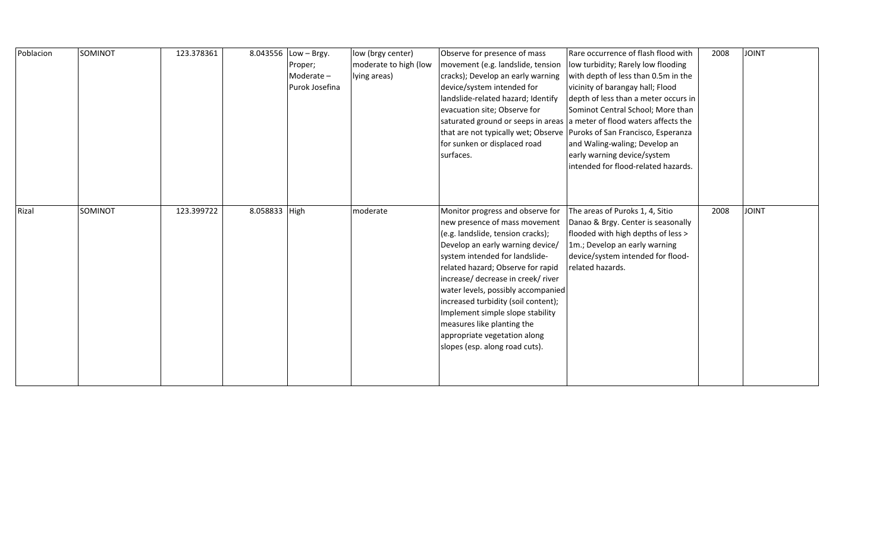| | | | | | | | | | |
|---|---|---|---|---|---|---|---|---|---|
| Poblacion | SOMINOT | 123.378361 | 8.043556 | Low – Brgy. Proper; Moderate – Purok Josefina | low (brgy center) moderate to high (low lying areas) | Observe for presence of mass movement (e.g. landslide, tension cracks); Develop an early warning device/system intended for landslide-related hazard; Identify evacuation site; Observe for saturated ground or seeps in areas that are not typically wet; Observe for sunken or displaced road surfaces. | Rare occurrence of flash flood with low turbidity; Rarely low flooding with depth of less than 0.5m in the vicinity of barangay hall; Flood depth of less than a meter occurs in Sominot Central School; More than a meter of flood waters affects the Puroks of San Francisco, Esperanza and Waling-waling; Develop an early warning device/system intended for flood-related hazards. | 2008 | JOINT |
| Rizal | SOMINOT | 123.399722 | 8.058833 | High | moderate | Monitor progress and observe for new presence of mass movement (e.g. landslide, tension cracks); Develop an early warning device/ system intended for landslide-related hazard; Observe for rapid increase/ decrease in creek/ river water levels, possibly accompanied increased turbidity (soil content); Implement simple slope stability measures like planting the appropriate vegetation along slopes (esp. along road cuts). | The areas of Puroks 1, 4, Sitio Danao & Brgy. Center is seasonally flooded with high depths of less > 1m.; Develop an early warning device/system intended for flood-related hazards. | 2008 | JOINT |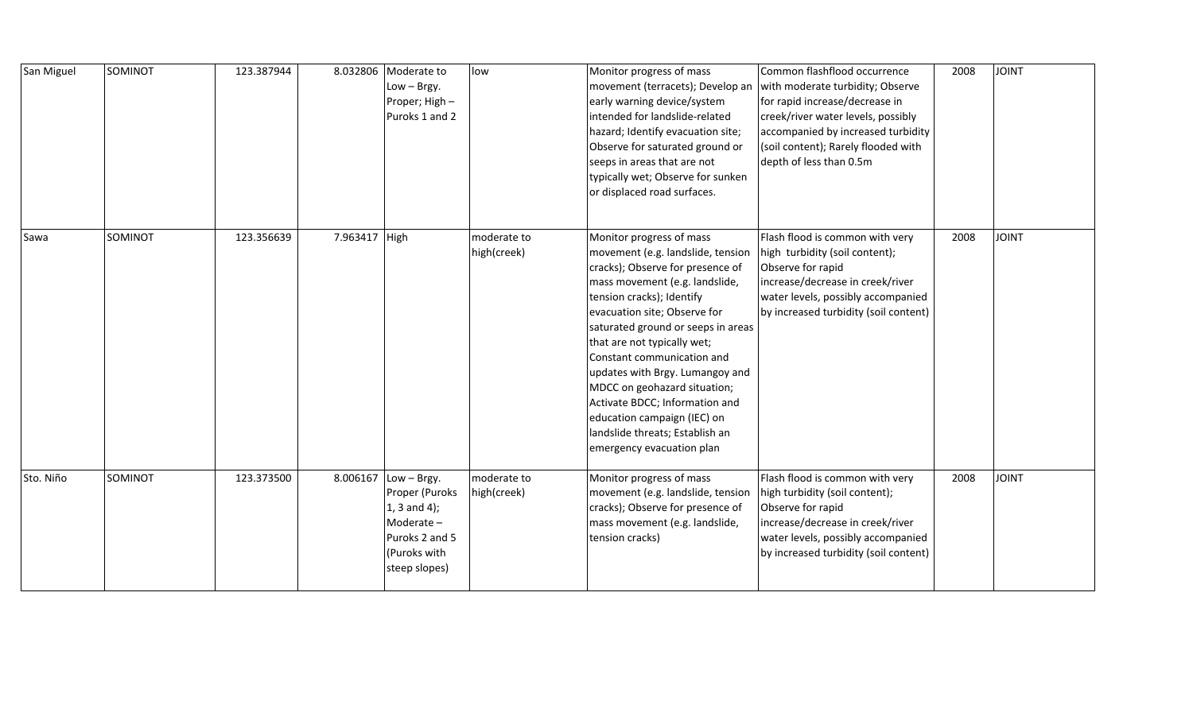| | | | | | | | | | |
|---|---|---|---|---|---|---|---|---|---|
| San Miguel | SOMINOT | 123.387944 | 8.032806 | Moderate to Low – Brgy. Proper; High – Puroks 1 and 2 | low | Monitor progress of mass movement (terracets); Develop an early warning device/system intended for landslide-related hazard; Identify evacuation site; Observe for saturated ground or seeps in areas that are not typically wet; Observe for sunken or displaced road surfaces. | Common flashflood occurrence with moderate turbidity; Observe for rapid increase/decrease in creek/river water levels, possibly accompanied by increased turbidity (soil content); Rarely flooded with depth of less than 0.5m | 2008 | JOINT |
| Sawa | SOMINOT | 123.356639 | 7.963417 | High | moderate to high(creek) | Monitor progress of mass movement (e.g. landslide, tension cracks); Observe for presence of mass movement (e.g. landslide, tension cracks); Identify evacuation site; Observe for saturated ground or seeps in areas that are not typically wet; Constant communication and updates with Brgy. Lumangoy and MDCC on geohazard situation; Activate BDCC; Information and education campaign (IEC) on landslide threats; Establish an emergency evacuation plan | Flash flood is common with very high turbidity (soil content); Observe for rapid increase/decrease in creek/river water levels, possibly accompanied by increased turbidity (soil content) | 2008 | JOINT |
| Sto. Niño | SOMINOT | 123.373500 | 8.006167 | Low – Brgy. Proper (Puroks 1, 3 and 4); Moderate – Puroks 2 and 5 (Puroks with steep slopes) | moderate to high(creek) | Monitor progress of mass movement (e.g. landslide, tension cracks); Observe for presence of mass movement (e.g. landslide, tension cracks) | Flash flood is common with very high turbidity (soil content); Observe for rapid increase/decrease in creek/river water levels, possibly accompanied by increased turbidity (soil content) | 2008 | JOINT |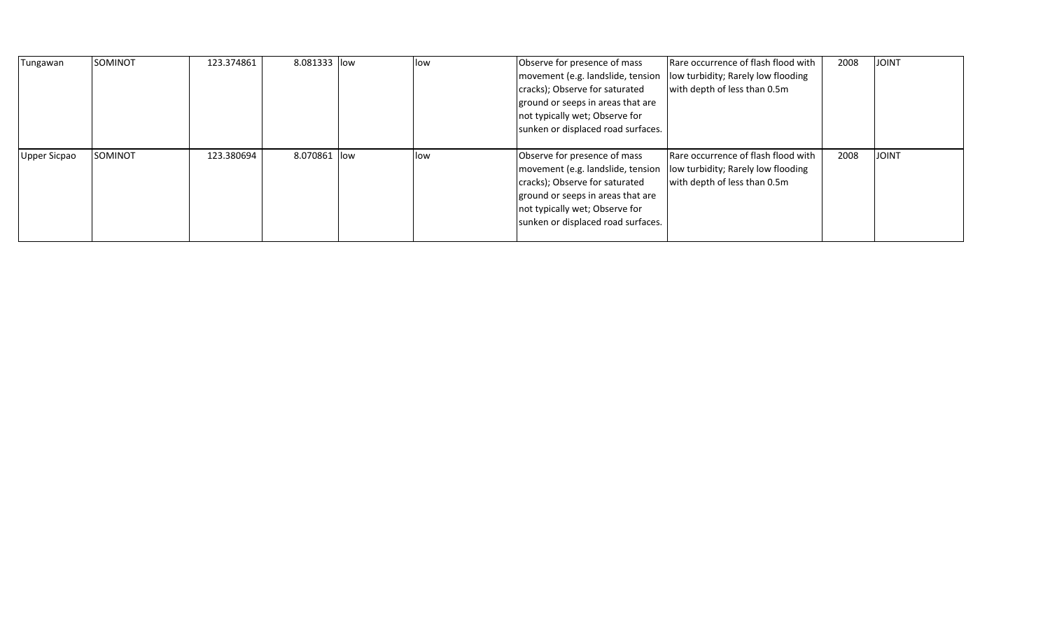| | | | | | | | | | |
|---|---|---|---|---|---|---|---|---|---|
| Tungawan | SOMINOT | 123.374861 | 8.081333 | low | low | Observe for presence of mass movement (e.g. landslide, tension cracks); Observe for saturated ground or seeps in areas that are not typically wet; Observe for sunken or displaced road surfaces. | Rare occurrence of flash flood with low turbidity; Rarely low flooding with depth of less than 0.5m | 2008 | JOINT |
| Upper Sicpao | SOMINOT | 123.380694 | 8.070861 | low | low | Observe for presence of mass movement (e.g. landslide, tension cracks); Observe for saturated ground or seeps in areas that are not typically wet; Observe for sunken or displaced road surfaces. | Rare occurrence of flash flood with low turbidity; Rarely low flooding with depth of less than 0.5m | 2008 | JOINT |